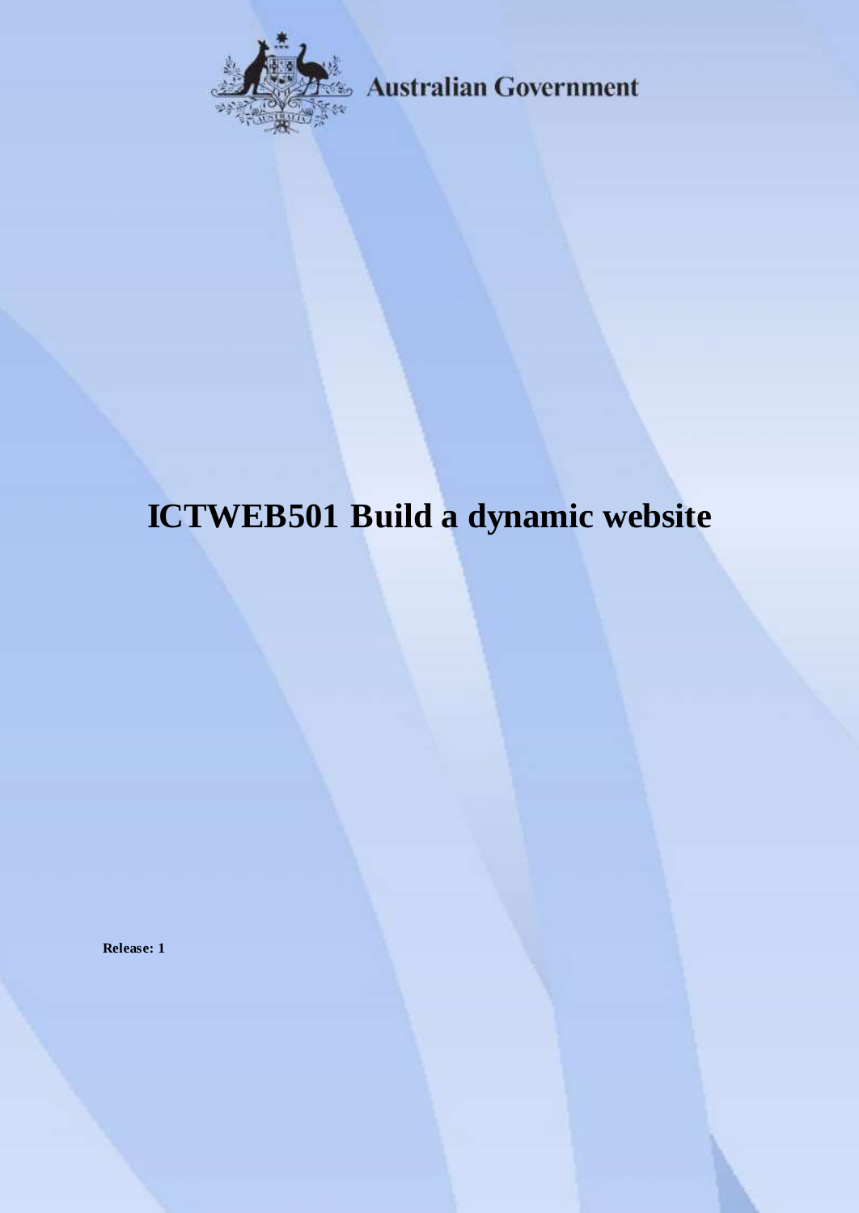Australian Government

# ICTWEB501 Build a dynamic website

**Release: 1**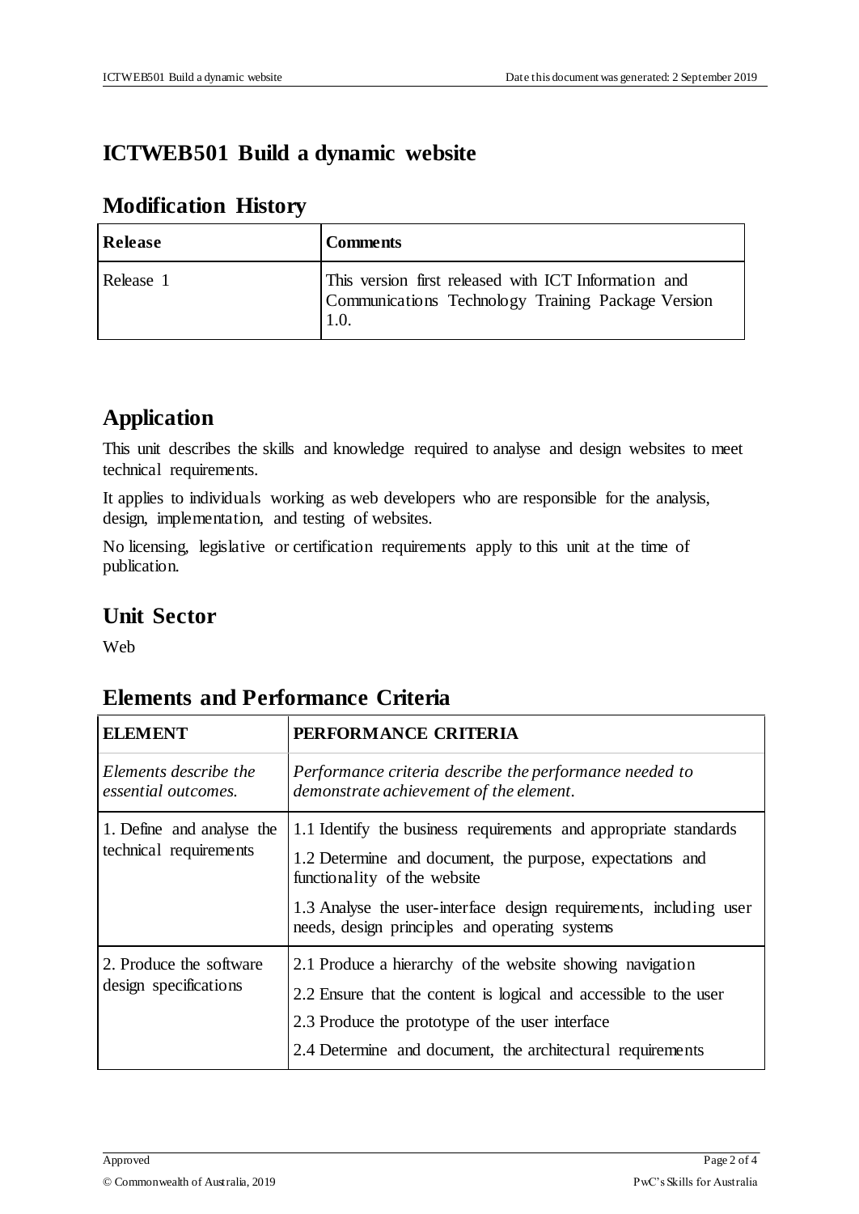# ICTWEB501 Build a dynamic website

## Modification History

| Release | Comments |
|---|---|
| Release 1 | This version first released with ICT Information and Communications Technology Training Package Version 1.0. |

## Application

This unit describes the skills and knowledge required to analyse and design websites to meet technical requirements.

It applies to individuals working as web developers who are responsible for the analysis, design, implementation, and testing of websites.

No licensing, legislative or certification requirements apply to this unit at the time of publication.

## Unit Sector

Web

## Elements and Performance Criteria

| ELEMENT | PERFORMANCE CRITERIA |
|---|---|
| *Elements describe the essential outcomes.* | *Performance criteria describe the performance needed to demonstrate achievement of the element.* |
| 1. Define and analyse the technical requirements | 1.1 Identify the business requirements and appropriate standards<br>1.2 Determine and document, the purpose, expectations and functionality of the website<br>1.3 Analyse the user-interface design requirements, including user needs, design principles and operating systems |
| 2. Produce the software design specifications | 2.1 Produce a hierarchy of the website showing navigation<br>2.2 Ensure that the content is logical and accessible to the user<br>2.3 Produce the prototype of the user interface<br>2.4 Determine and document, the architectural requirements |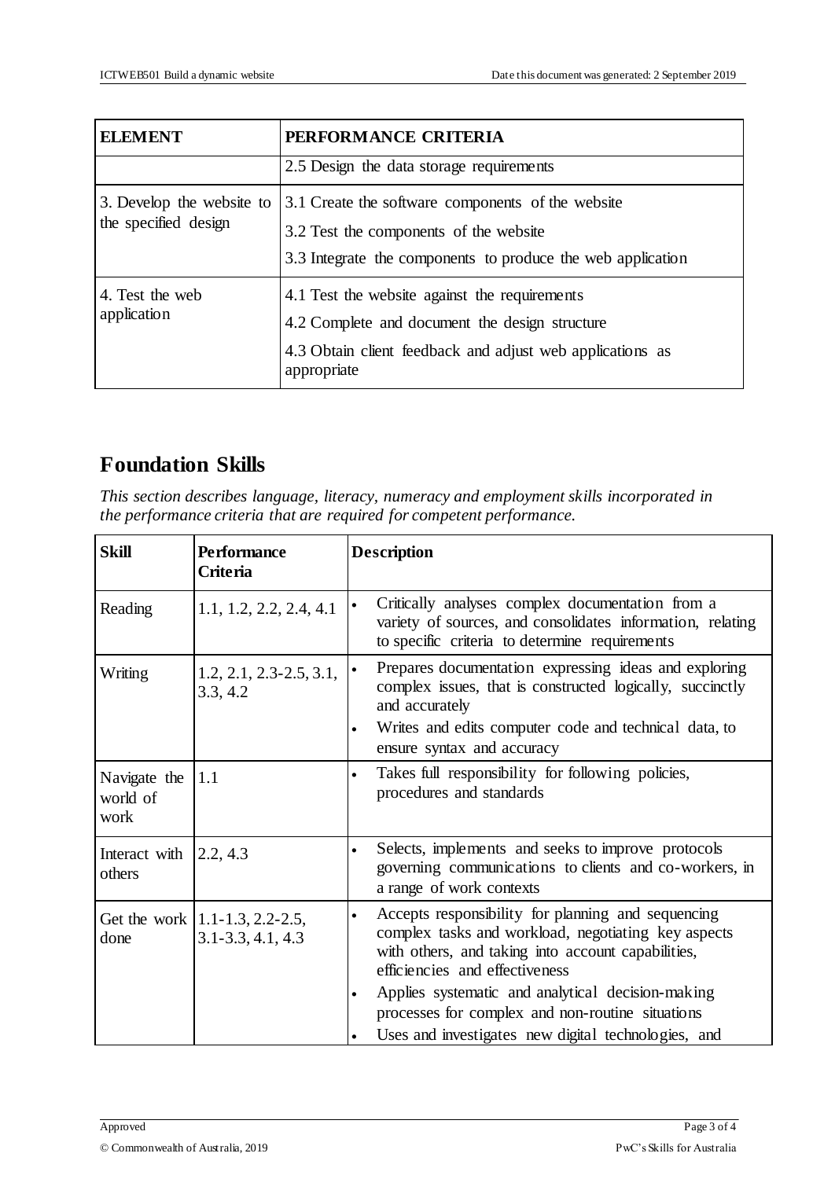| ELEMENT | PERFORMANCE CRITERIA |
|---|---|
| | 2.5 Design the data storage requirements |
| 3. Develop the website to the specified design | 3.1 Create the software components of the website<br>3.2 Test the components of the website<br>3.3 Integrate the components to produce the web application |
| 4. Test the web application | 4.1 Test the website against the requirements<br>4.2 Complete and document the design structure<br>4.3 Obtain client feedback and adjust web applications as appropriate |

## Foundation Skills

*This section describes language, literacy, numeracy and employment skills incorporated in the performance criteria that are required for competent performance.*

| Skill | Performance Criteria | Description |
|---|---|---|
| Reading | 1.1, 1.2, 2.2, 2.4, 4.1 | • Critically analyses complex documentation from a variety of sources, and consolidates information, relating to specific criteria to determine requirements |
| Writing | 1.2, 2.1, 2.3-2.5, 3.1, 3.3, 4.2 | • Prepares documentation expressing ideas and exploring complex issues, that is constructed logically, succinctly and accurately<br>• Writes and edits computer code and technical data, to ensure syntax and accuracy |
| Navigate the world of work | 1.1 | • Takes full responsibility for following policies, procedures and standards |
| Interact with others | 2.2, 4.3 | • Selects, implements and seeks to improve protocols governing communications to clients and co-workers, in a range of work contexts |
| Get the work done | 1.1-1.3, 2.2-2.5, 3.1-3.3, 4.1, 4.3 | • Accepts responsibility for planning and sequencing complex tasks and workload, negotiating key aspects with others, and taking into account capabilities, efficiencies and effectiveness<br>• Applies systematic and analytical decision-making processes for complex and non-routine situations<br>• Uses and investigates new digital technologies, and |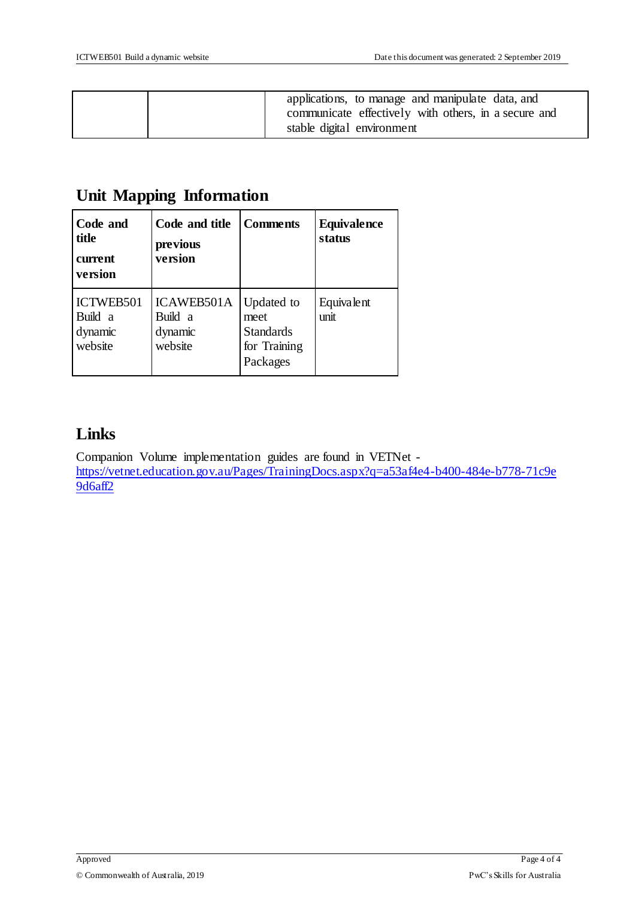| | | |
|---|---|---|
| | | applications, to manage and manipulate data, and communicate effectively with others, in a secure and stable digital environment |

## Unit Mapping Information

| Code and title current version | Code and title previous version | Comments | Equivalence status |
|---|---|---|---|
| ICTWEB501 Build a dynamic website | ICAWEB501A Build a dynamic website | Updated to meet Standards for Training Packages | Equivalent unit |

## Links

Companion Volume implementation guides are found in VETNet - https://vetnet.education.gov.au/Pages/TrainingDocs.aspx?q=a53af4e4-b400-484e-b778-71c9e9d6aff2